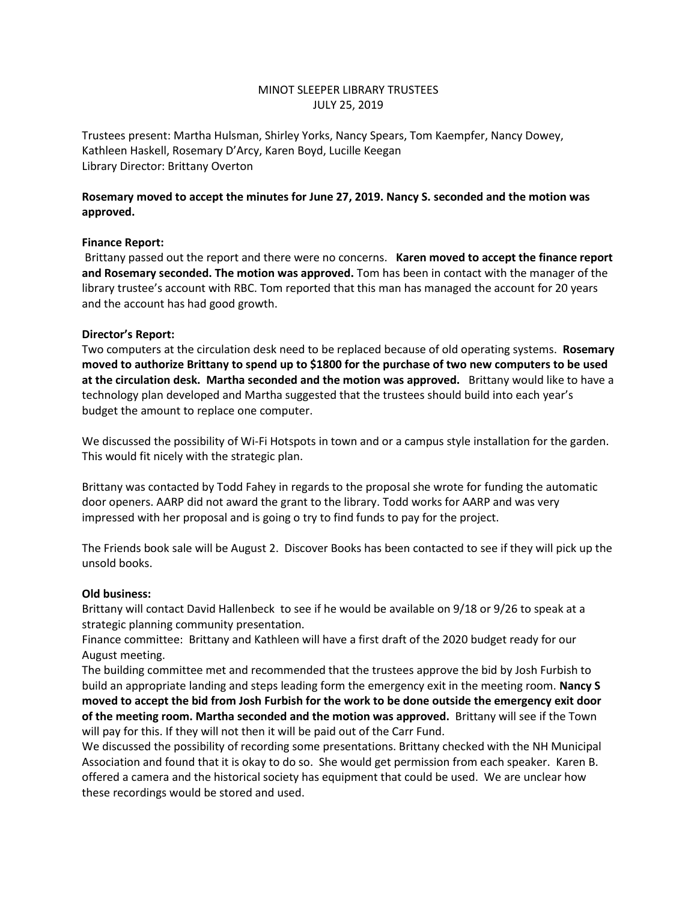MINOT SLEEPER LIBRARY TRUSTEES
JULY 25, 2019

Trustees present: Martha Hulsman, Shirley Yorks, Nancy Spears, Tom Kaempfer, Nancy Dowey, Kathleen Haskell, Rosemary D'Arcy, Karen Boyd, Lucille Keegan
Library Director: Brittany Overton

**Rosemary moved to accept the minutes for June 27, 2019. Nancy S. seconded and the motion was approved.**

**Finance Report:**
Brittany passed out the report and there were no concerns. **Karen moved to accept the finance report and Rosemary seconded. The motion was approved.** Tom has been in contact with the manager of the library trustee's account with RBC. Tom reported that this man has managed the account for 20 years and the account has had good growth.

**Director's Report:**
Two computers at the circulation desk need to be replaced because of old operating systems. **Rosemary moved to authorize Brittany to spend up to $1800 for the purchase of two new computers to be used at the circulation desk. Martha seconded and the motion was approved.** Brittany would like to have a technology plan developed and Martha suggested that the trustees should build into each year's budget the amount to replace one computer.

We discussed the possibility of Wi-Fi Hotspots in town and or a campus style installation for the garden. This would fit nicely with the strategic plan.

Brittany was contacted by Todd Fahey in regards to the proposal she wrote for funding the automatic door openers. AARP did not award the grant to the library. Todd works for AARP and was very impressed with her proposal and is going o try to find funds to pay for the project.

The Friends book sale will be August 2. Discover Books has been contacted to see if they will pick up the unsold books.

**Old business:**
Brittany will contact David Hallenbeck to see if he would be available on 9/18 or 9/26 to speak at a strategic planning community presentation.
Finance committee: Brittany and Kathleen will have a first draft of the 2020 budget ready for our August meeting.
The building committee met and recommended that the trustees approve the bid by Josh Furbish to build an appropriate landing and steps leading form the emergency exit in the meeting room. **Nancy S moved to accept the bid from Josh Furbish for the work to be done outside the emergency exit door of the meeting room. Martha seconded and the motion was approved.** Brittany will see if the Town will pay for this. If they will not then it will be paid out of the Carr Fund.
We discussed the possibility of recording some presentations. Brittany checked with the NH Municipal Association and found that it is okay to do so. She would get permission from each speaker. Karen B. offered a camera and the historical society has equipment that could be used. We are unclear how these recordings would be stored and used.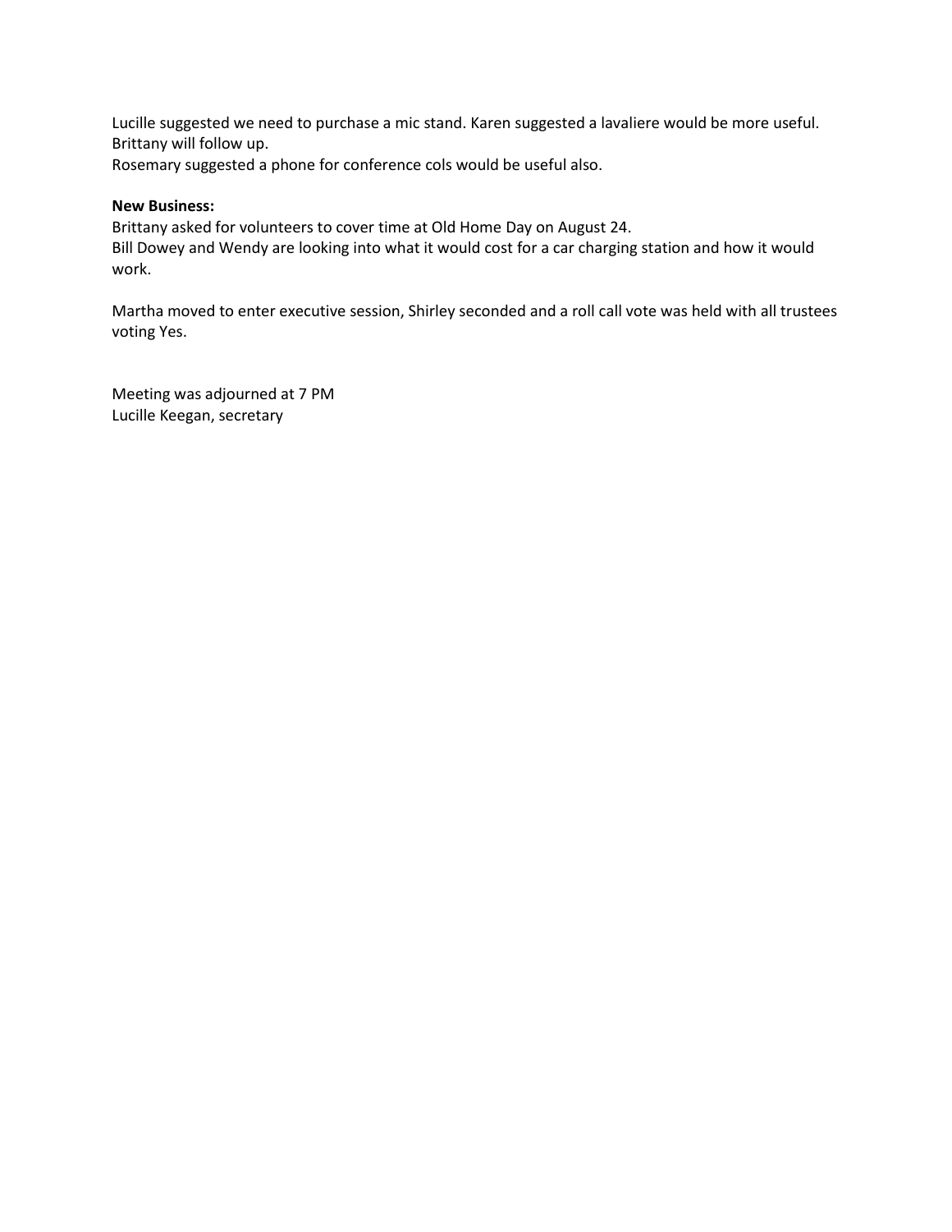Lucille suggested we need to purchase a mic stand. Karen suggested a lavaliere would be more useful. Brittany will follow up.
Rosemary suggested a phone for conference cols would be useful also.

**New Business:**
Brittany asked for volunteers to cover time at Old Home Day on August 24.
Bill Dowey and Wendy are looking into what it would cost for a car charging station and how it would work.

Martha moved to enter executive session, Shirley seconded and a roll call vote was held with all trustees voting Yes.

Meeting was adjourned at 7 PM
Lucille Keegan, secretary